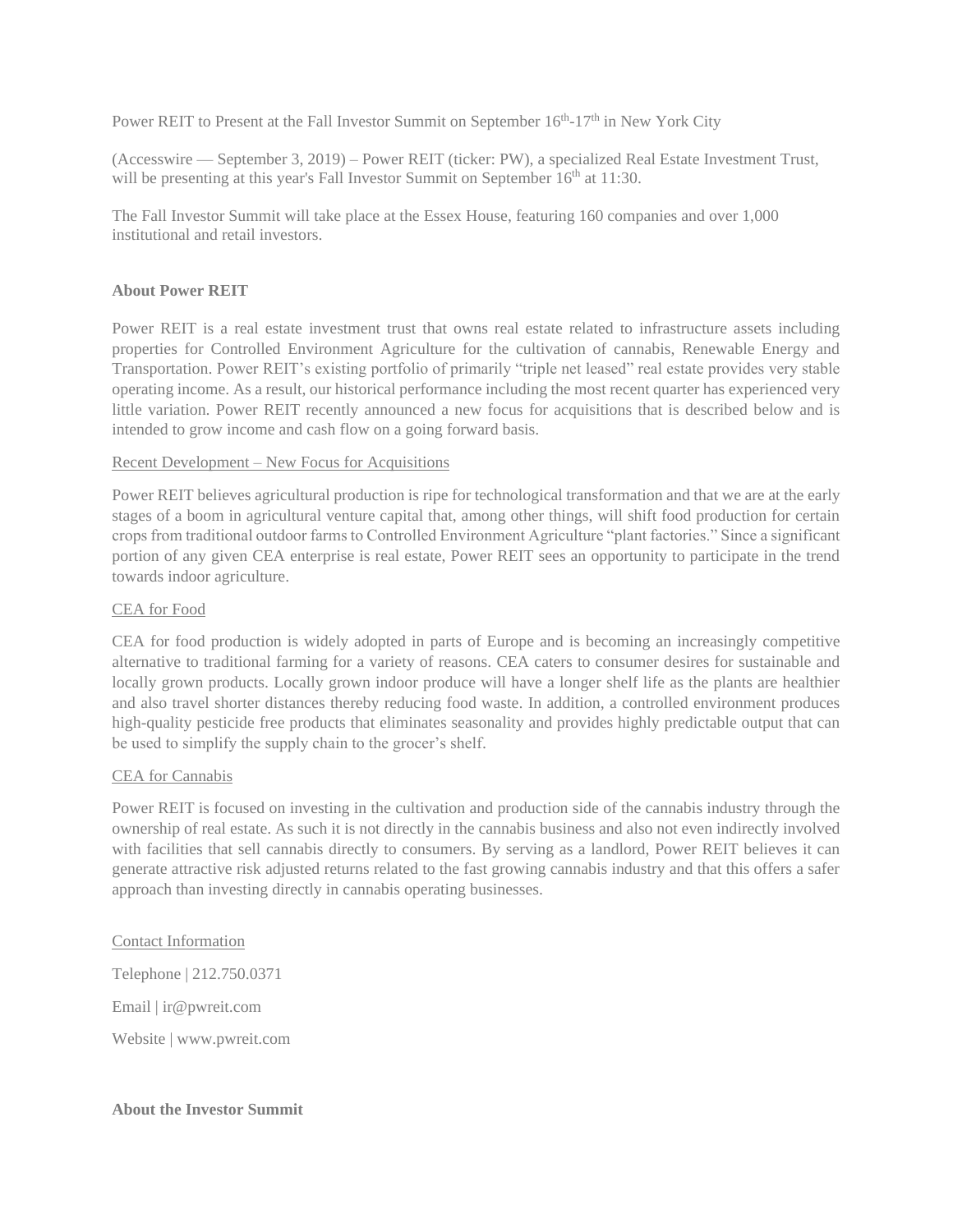Power REIT to Present at the Fall Investor Summit on September 16th-17th in New York City

(Accesswire — September 3, 2019) – Power REIT (ticker: PW), a specialized Real Estate Investment Trust, will be presenting at this year's Fall Investor Summit on September 16th at 11:30.

The Fall Investor Summit will take place at the Essex House, featuring 160 companies and over 1,000 institutional and retail investors.

**About Power REIT**

Power REIT is a real estate investment trust that owns real estate related to infrastructure assets including properties for Controlled Environment Agriculture for the cultivation of cannabis, Renewable Energy and Transportation. Power REIT's existing portfolio of primarily "triple net leased" real estate provides very stable operating income. As a result, our historical performance including the most recent quarter has experienced very little variation. Power REIT recently announced a new focus for acquisitions that is described below and is intended to grow income and cash flow on a going forward basis.

Recent Development – New Focus for Acquisitions

Power REIT believes agricultural production is ripe for technological transformation and that we are at the early stages of a boom in agricultural venture capital that, among other things, will shift food production for certain crops from traditional outdoor farms to Controlled Environment Agriculture "plant factories." Since a significant portion of any given CEA enterprise is real estate, Power REIT sees an opportunity to participate in the trend towards indoor agriculture.

CEA for Food

CEA for food production is widely adopted in parts of Europe and is becoming an increasingly competitive alternative to traditional farming for a variety of reasons. CEA caters to consumer desires for sustainable and locally grown products. Locally grown indoor produce will have a longer shelf life as the plants are healthier and also travel shorter distances thereby reducing food waste. In addition, a controlled environment produces high-quality pesticide free products that eliminates seasonality and provides highly predictable output that can be used to simplify the supply chain to the grocer's shelf.

CEA for Cannabis

Power REIT is focused on investing in the cultivation and production side of the cannabis industry through the ownership of real estate. As such it is not directly in the cannabis business and also not even indirectly involved with facilities that sell cannabis directly to consumers. By serving as a landlord, Power REIT believes it can generate attractive risk adjusted returns related to the fast growing cannabis industry and that this offers a safer approach than investing directly in cannabis operating businesses.

Contact Information

Telephone | 212.750.0371

Email | ir@pwreit.com

Website | www.pwreit.com

**About the Investor Summit**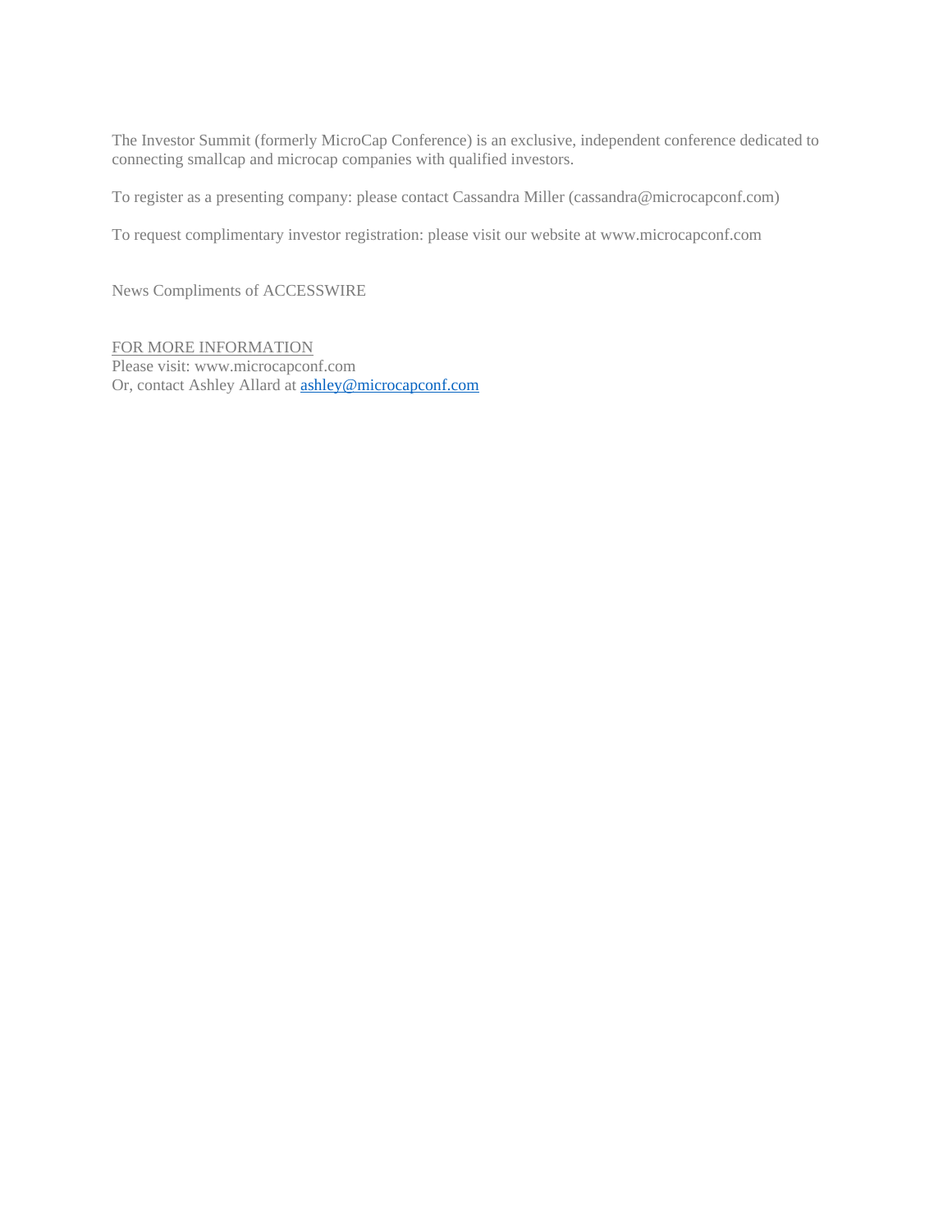The Investor Summit (formerly MicroCap Conference) is an exclusive, independent conference dedicated to connecting smallcap and microcap companies with qualified investors.

To register as a presenting company: please contact Cassandra Miller (cassandra@microcapconf.com)

To request complimentary investor registration: please visit our website at www.microcapconf.com

News Compliments of ACCESSWIRE

FOR MORE INFORMATION  
Please visit: www.microcapconf.com  
Or, contact Ashley Allard at ashley@microcapconf.com